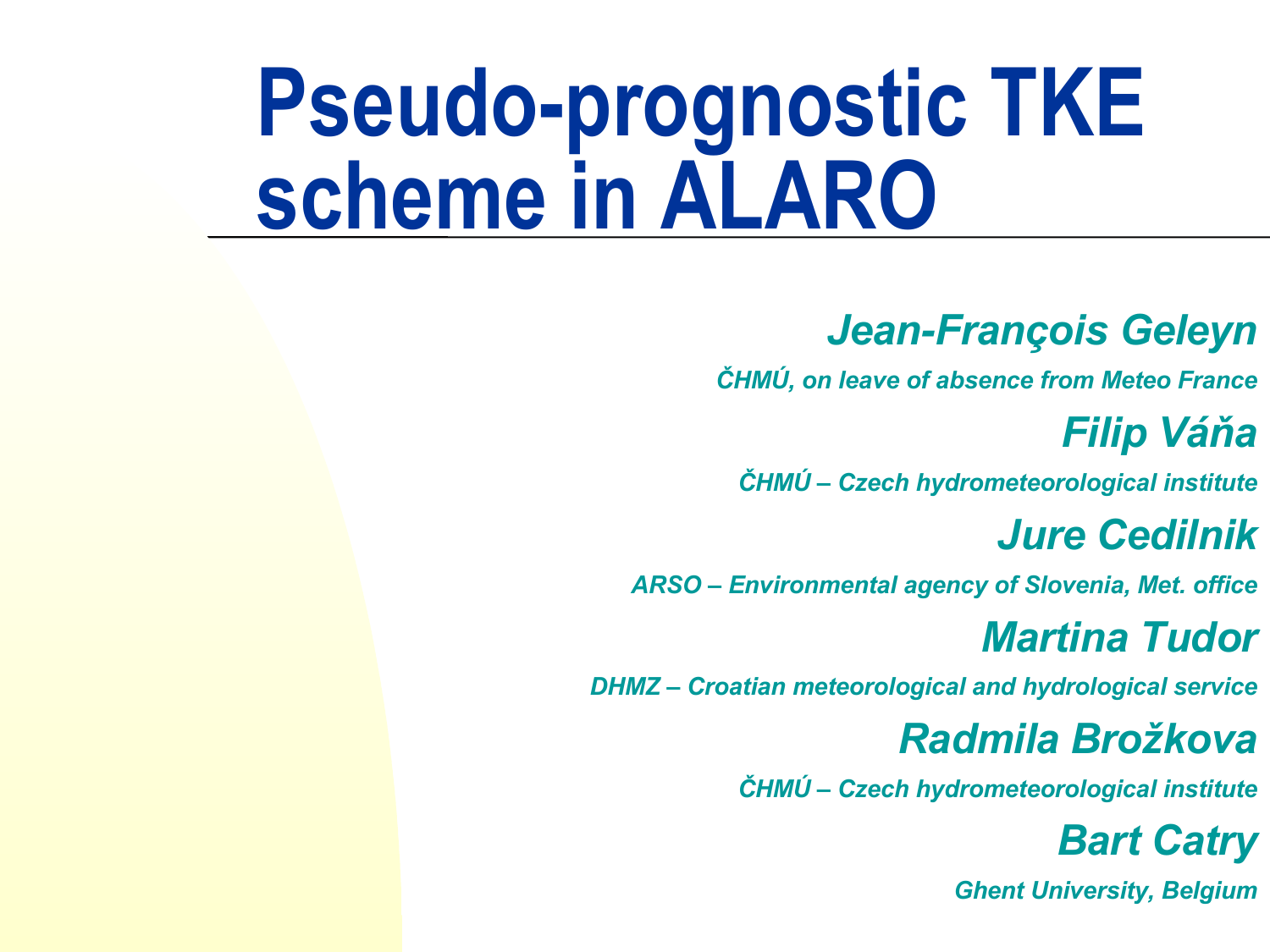# Pseudo-prognostic TKE scheme in ALARO

***Jean-François Geleyn***

*ČHMÚ, on leave of absence from Meteo France*

***Filip Váňa***

*ČHMÚ – Czech hydrometeorological institute*

***Jure Cedilnik***

*ARSO – Environmental agency of Slovenia, Met. office*

***Martina Tudor***

*DHMZ – Croatian meteorological and hydrological service*

***Radmila Brožkova***

*ČHMÚ – Czech hydrometeorological institute*

***Bart Catry***

*Ghent University, Belgium*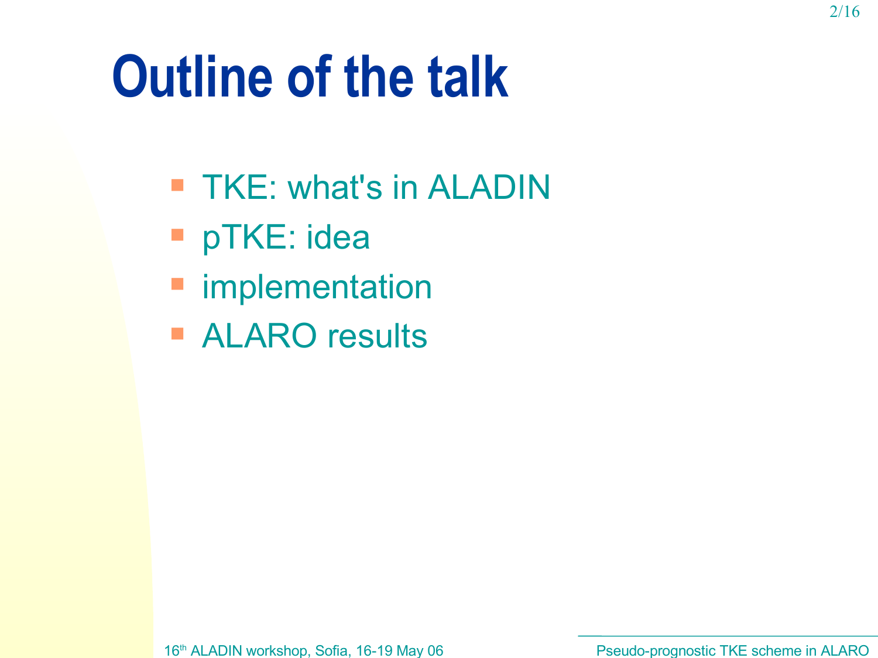# Outline of the talk

- TKE: what's in ALADIN
- pTKE: idea
- implementation
- ALARO results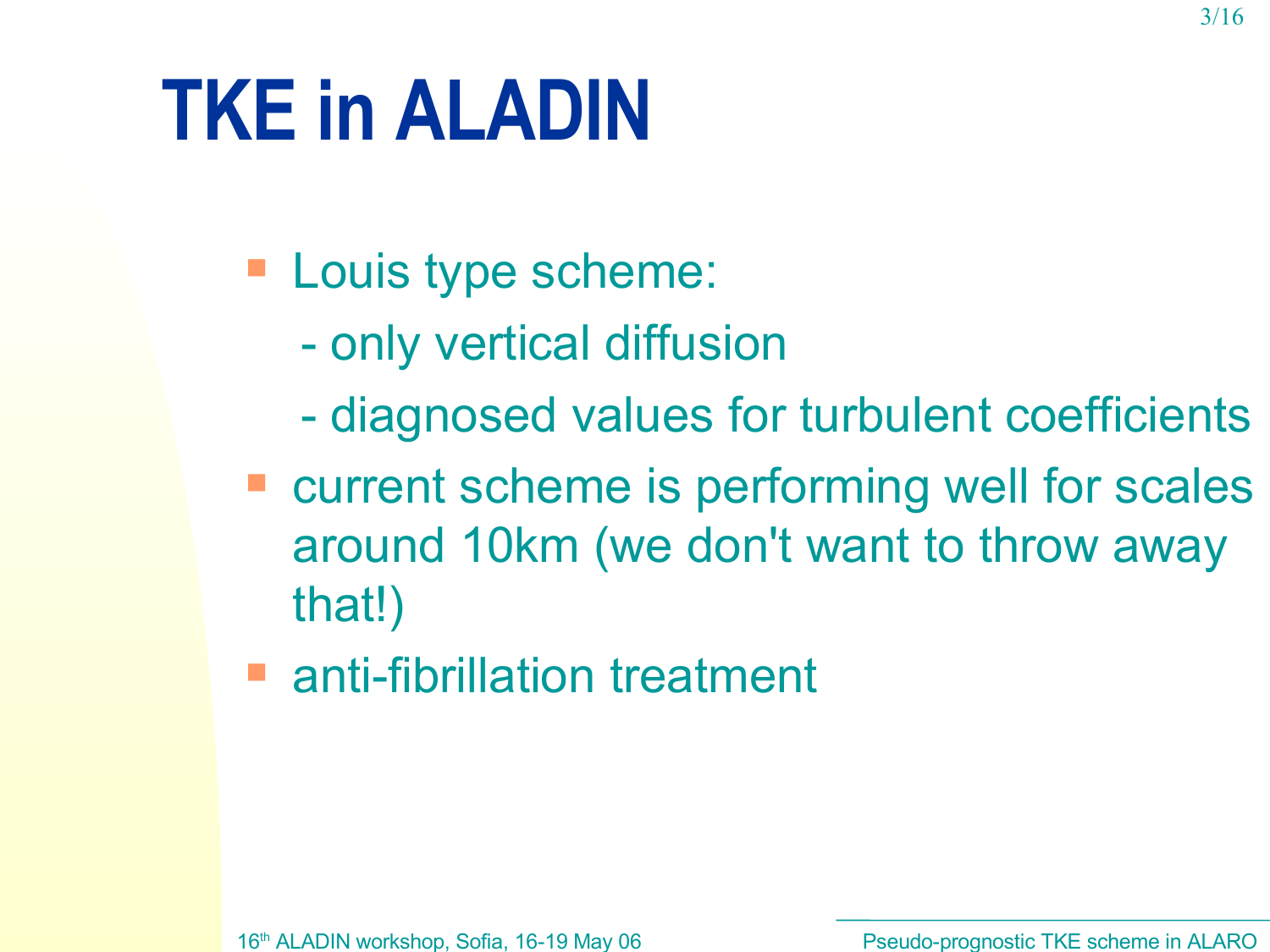# TKE in ALADIN

- Louis type scheme:
  - only vertical diffusion
  - diagnosed values for turbulent coefficients
- current scheme is performing well for scales around 10km (we don't want to throw away that!)
- anti-fibrillation treatment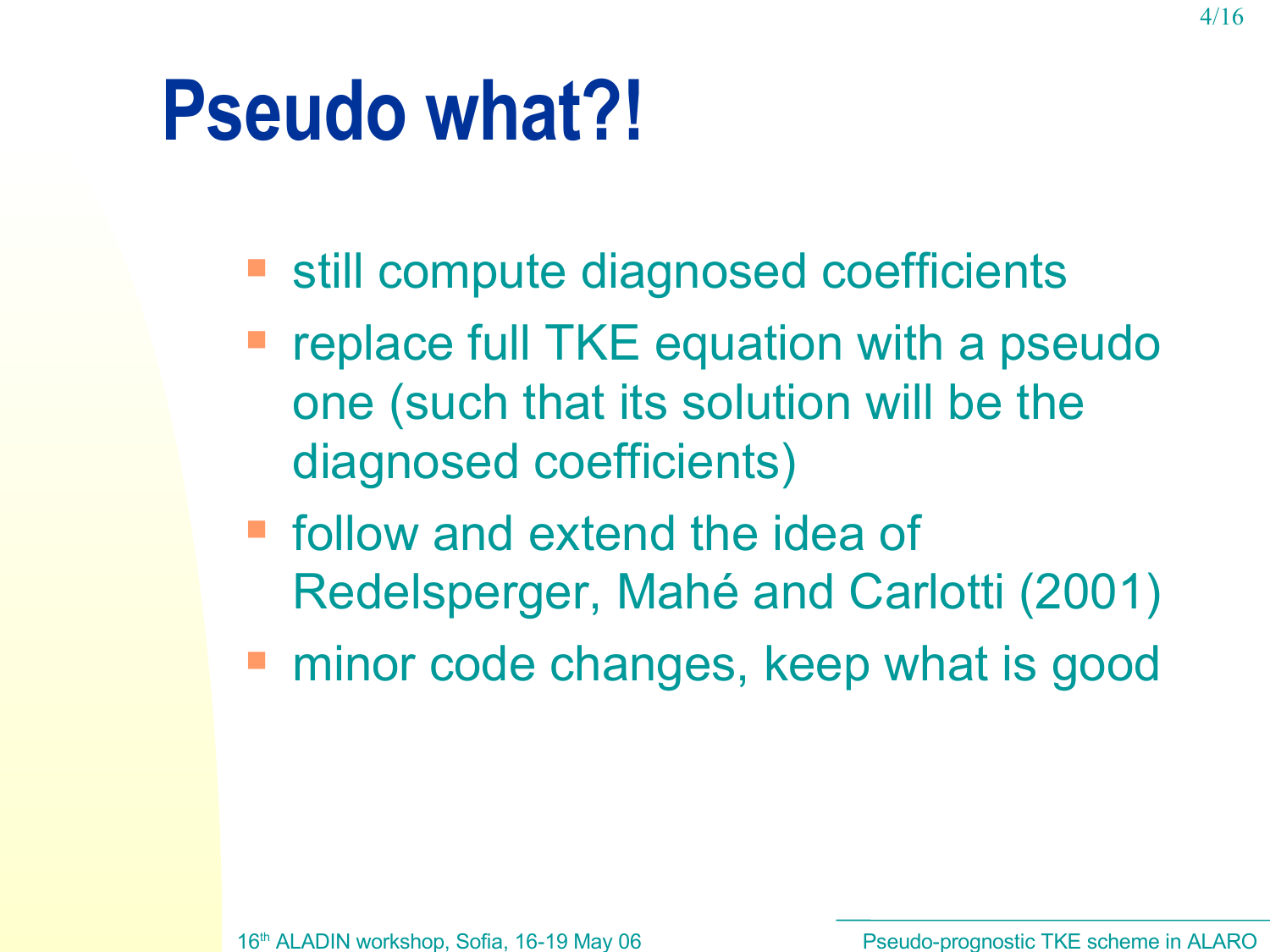# Pseudo what?!

- still compute diagnosed coefficients
- replace full TKE equation with a pseudo one (such that its solution will be the diagnosed coefficients)
- follow and extend the idea of Redelsperger, Mahé and Carlotti (2001)
- minor code changes, keep what is good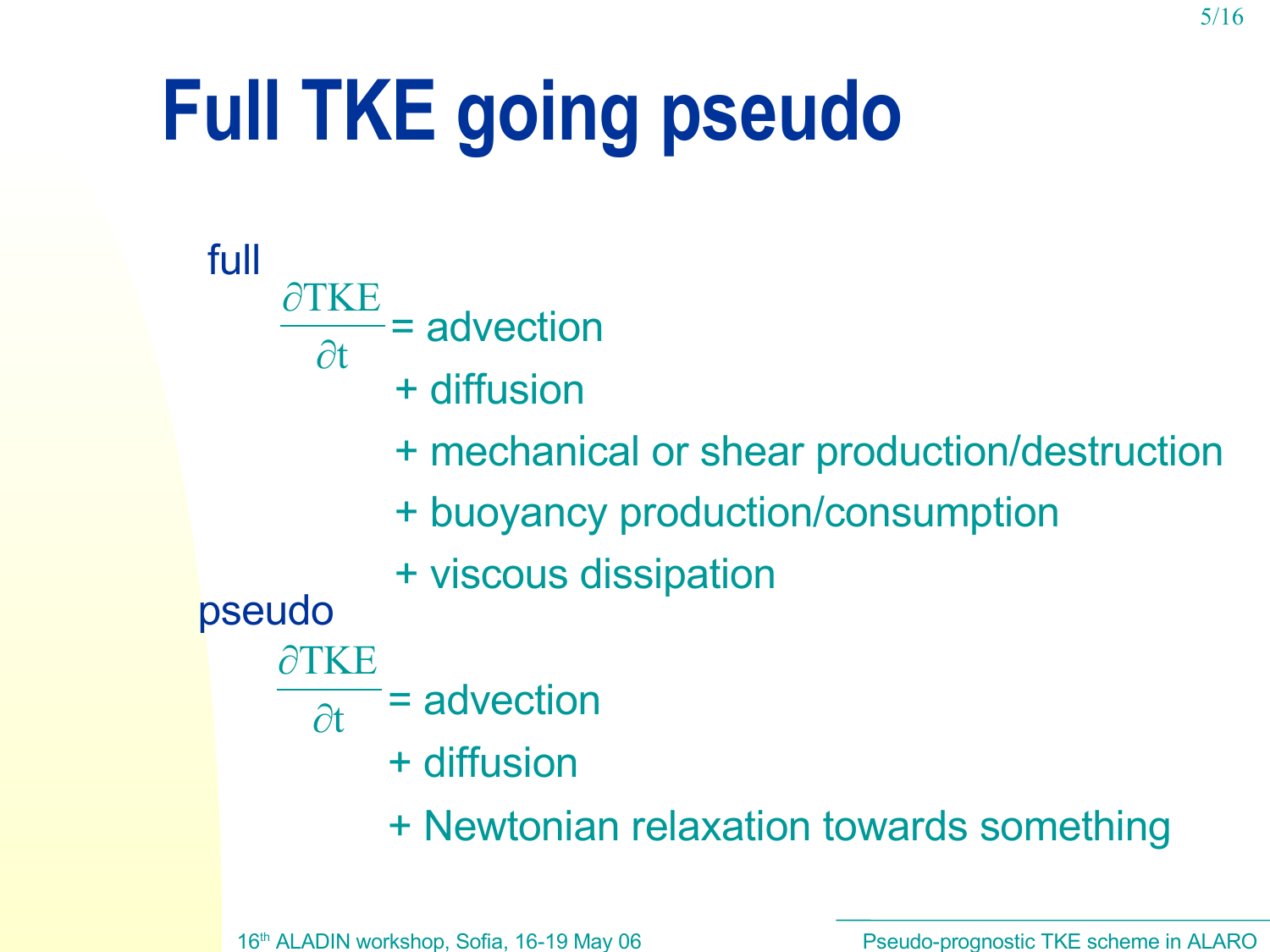# Full TKE going pseudo

full

$$\frac{\partial \text{TKE}}{\partial t} = \text{advection}$$

+ diffusion

+ mechanical or shear production/destruction

+ buoyancy production/consumption

+ viscous dissipation

pseudo

$$\frac{\partial \text{TKE}}{\partial t} = \text{advection}$$

+ diffusion

+ Newtonian relaxation towards something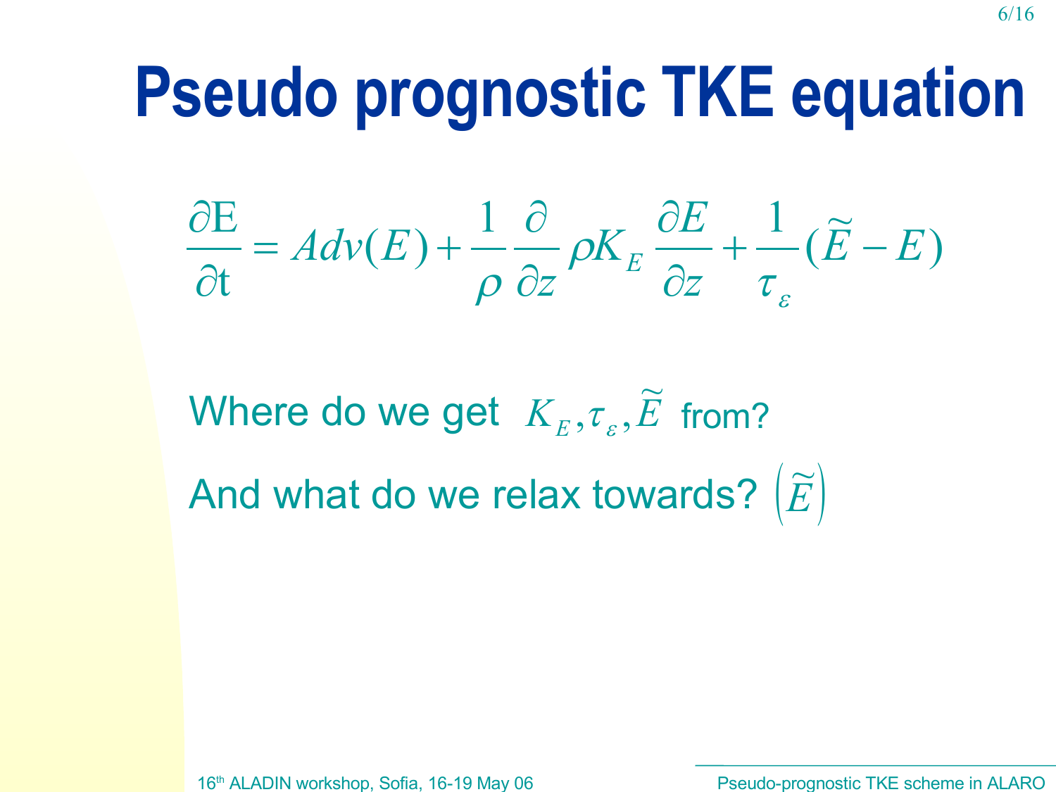# Pseudo prognostic TKE equation

$$\frac{\partial \mathrm{E}}{\partial \mathrm{t}} = Adv(E) + \frac{1}{\rho}\frac{\partial}{\partial z}\rho K_E \frac{\partial E}{\partial z} + \frac{1}{\tau_\varepsilon}(\widetilde{E} - E)$$

Where do we get $K_E, \tau_\varepsilon, \widetilde{E}$ from?

And what do we relax towards? $\left(\widetilde{E}\right)$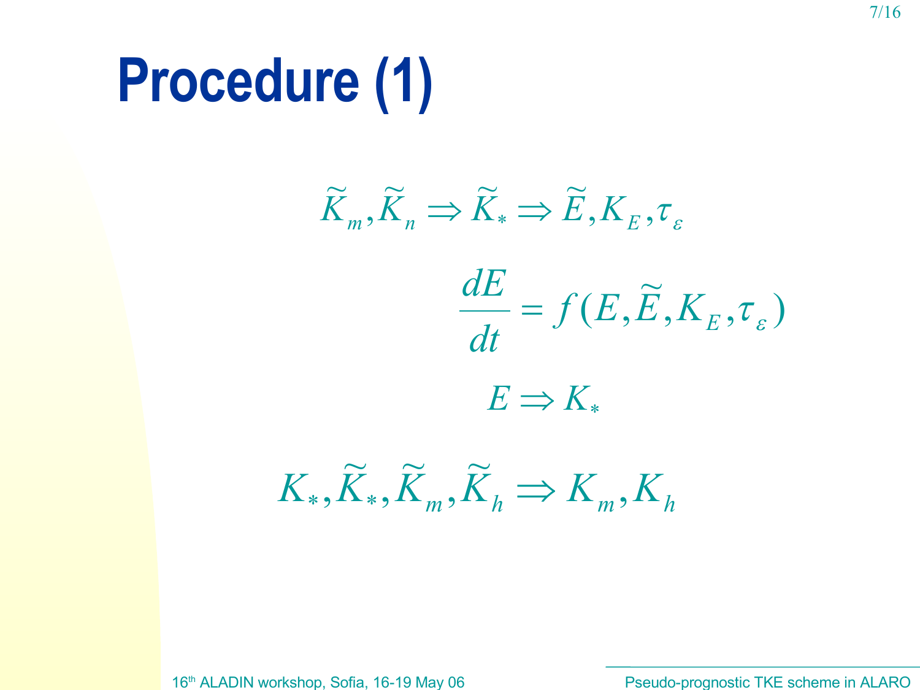# Procedure (1)

$$\widetilde{K}_m, \widetilde{K}_n \Rightarrow \widetilde{K}_* \Rightarrow \widetilde{E}, K_E, \tau_\varepsilon$$

$$\frac{dE}{dt} = f(E, \widetilde{E}, K_E, \tau_\varepsilon)$$

$$E \Rightarrow K_*$$

$$K_*, \widetilde{K}_*, \widetilde{K}_m, \widetilde{K}_h \Rightarrow K_m, K_h$$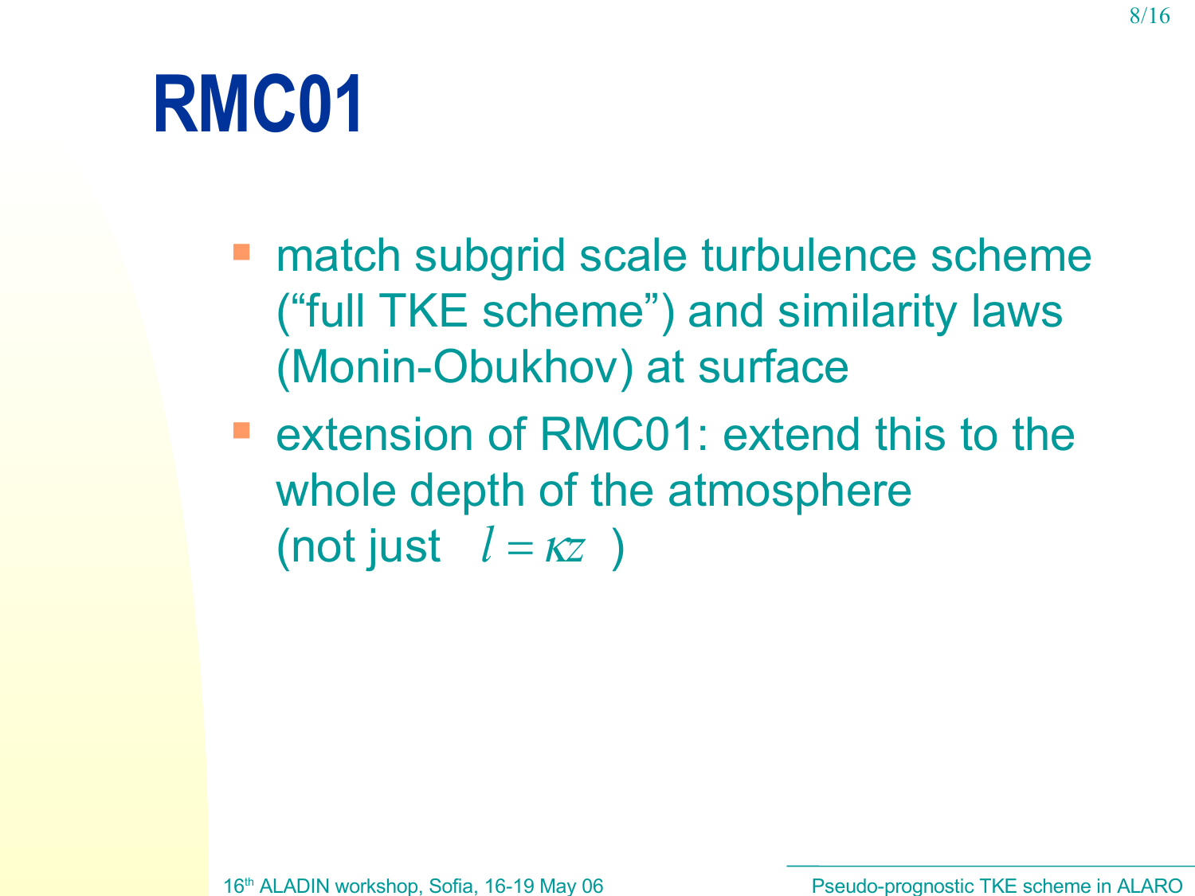# RMC01

- match subgrid scale turbulence scheme (“full TKE scheme”) and similarity laws (Monin-Obukhov) at surface
- extension of RMC01: extend this to the whole depth of the atmosphere (not just $l = \kappa z$ )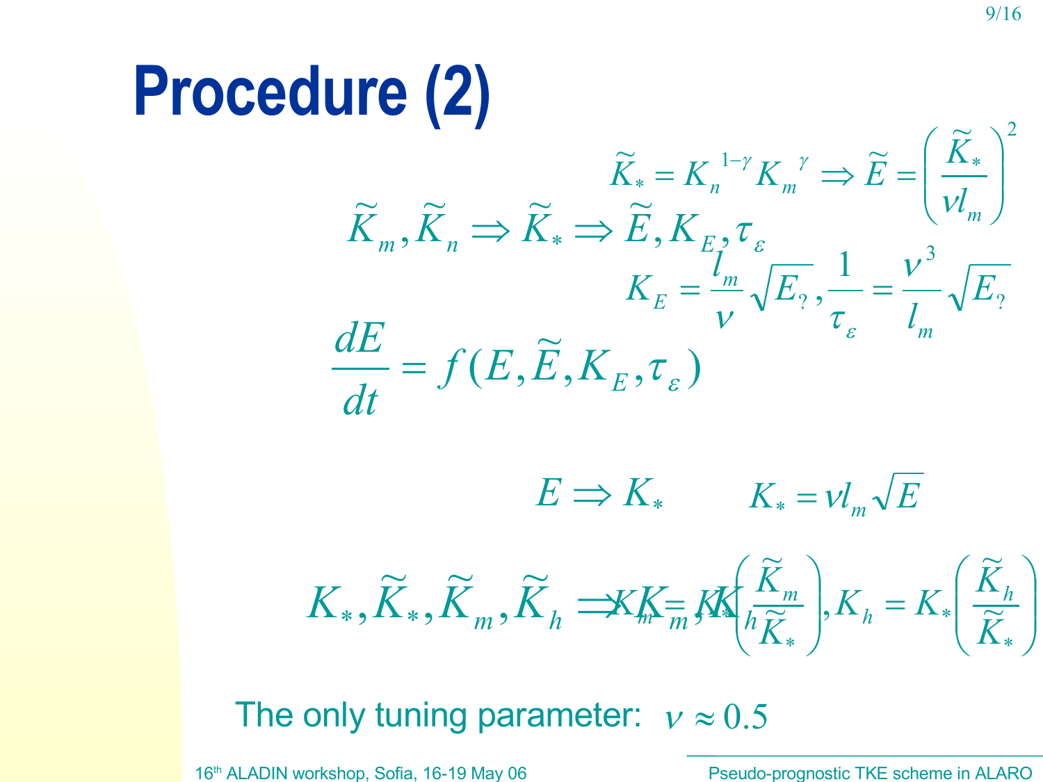# Procedure (2)

$$\widetilde{K}_* = K_n^{1-\gamma} K_m^{\gamma} \Rightarrow \widetilde{E} = \left(\frac{\widetilde{K}_*}{\nu l_m}\right)^2$$

$$\widetilde{K}_m, \widetilde{K}_n \Rightarrow \widetilde{K}_* \Rightarrow \widetilde{E}, K_E, \tau_\varepsilon$$

$$K_E = \frac{l_m}{\nu}\sqrt{E_?}, \frac{1}{\tau_\varepsilon} = \frac{\nu^3}{l_m}\sqrt{E_?}$$

$$\frac{dE}{dt} = f(E, \widetilde{E}, K_E, \tau_\varepsilon)$$

$$E \Rightarrow K_* \qquad K_* = \nu l_m \sqrt{E}$$

$$K_*, \widetilde{K}_*, \widetilde{K}_m, \widetilde{K}_h \Rightarrow K_m, K_h$$

$$K_m = K_*\left(\frac{\widetilde{K}_m}{\widetilde{K}_*}\right), K_h = K_*\left(\frac{\widetilde{K}_h}{\widetilde{K}_*}\right)$$

The only tuning parameter: $\nu \approx 0.5$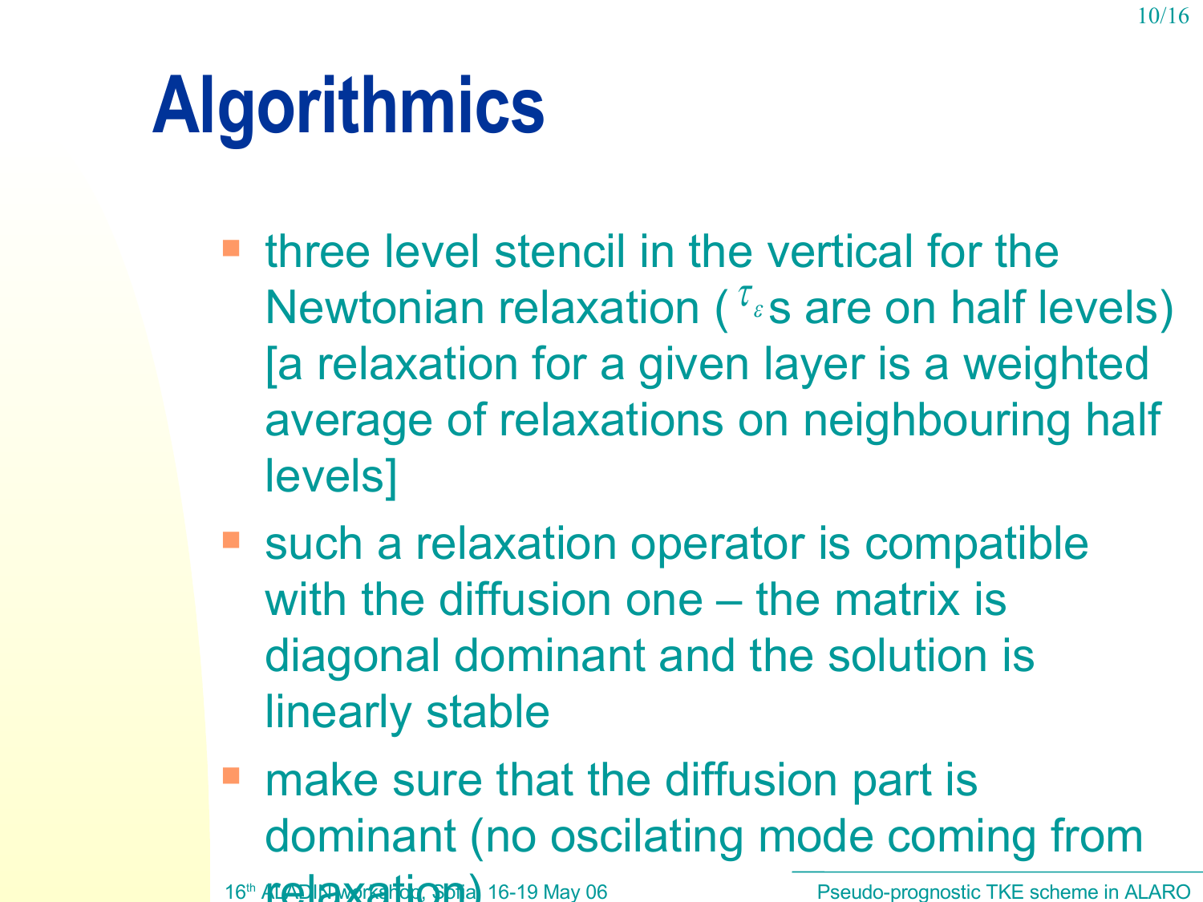# Algorithmics

- three level stencil in the vertical for the Newtonian relaxation ( $\tau_{\varepsilon}$s are on half levels) [a relaxation for a given layer is a weighted average of relaxations on neighbouring half levels]
- such a relaxation operator is compatible with the diffusion one – the matrix is diagonal dominant and the solution is linearly stable
- make sure that the diffusion part is dominant (no oscilating mode coming from relaxation)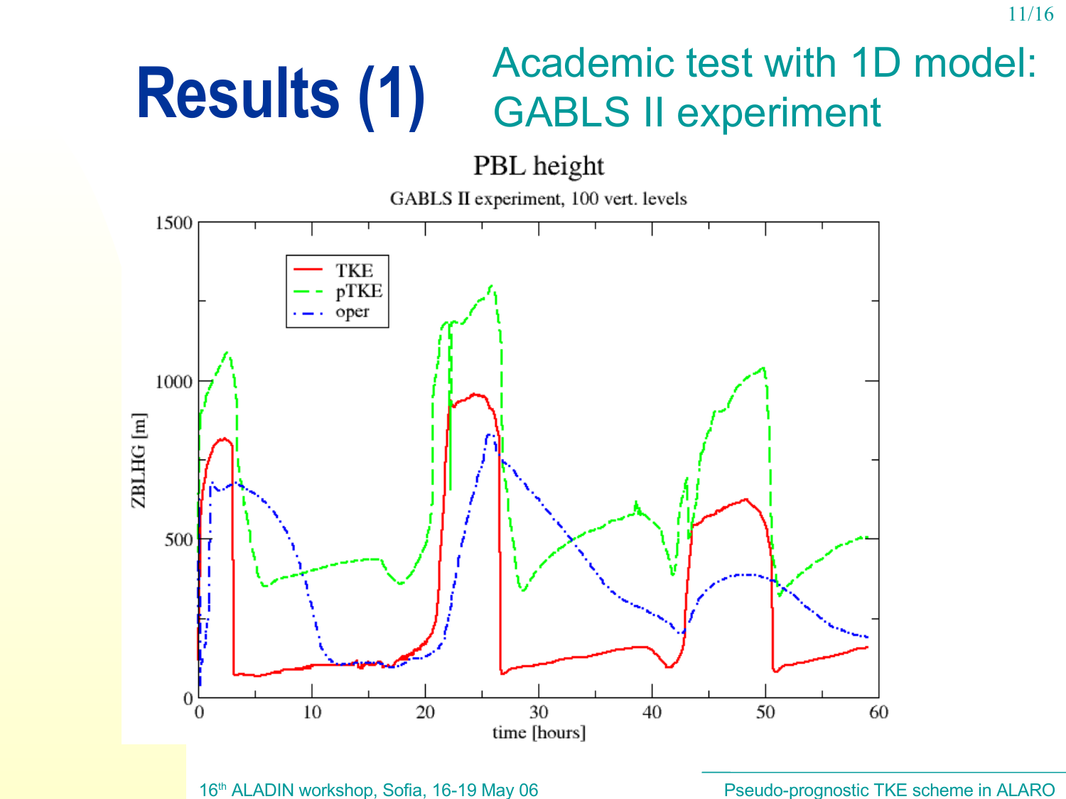# Results (1)

## Academic test with 1D model: GABLS II experiment

PBL height

GABLS II experiment, 100 vert. levels

| | |
|---|---|
| y-axis | ZBLHG [m] (0–1500) |
| x-axis | time [hours] (0–60) |
| Legend | TKE, pTKE, oper |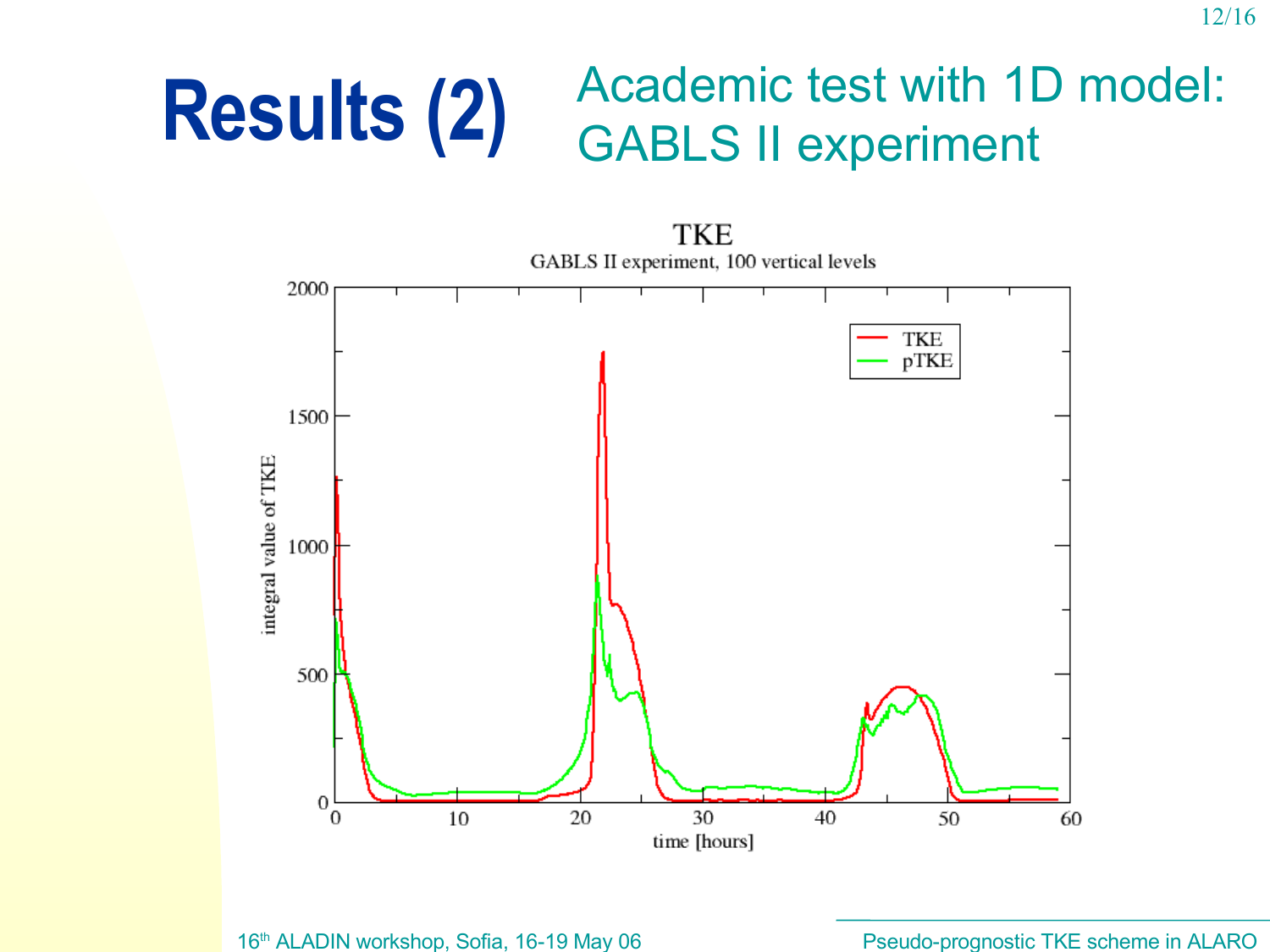# Results (2)

## Academic test with 1D model: GABLS II experiment

TKE

GABLS II experiment, 100 vertical levels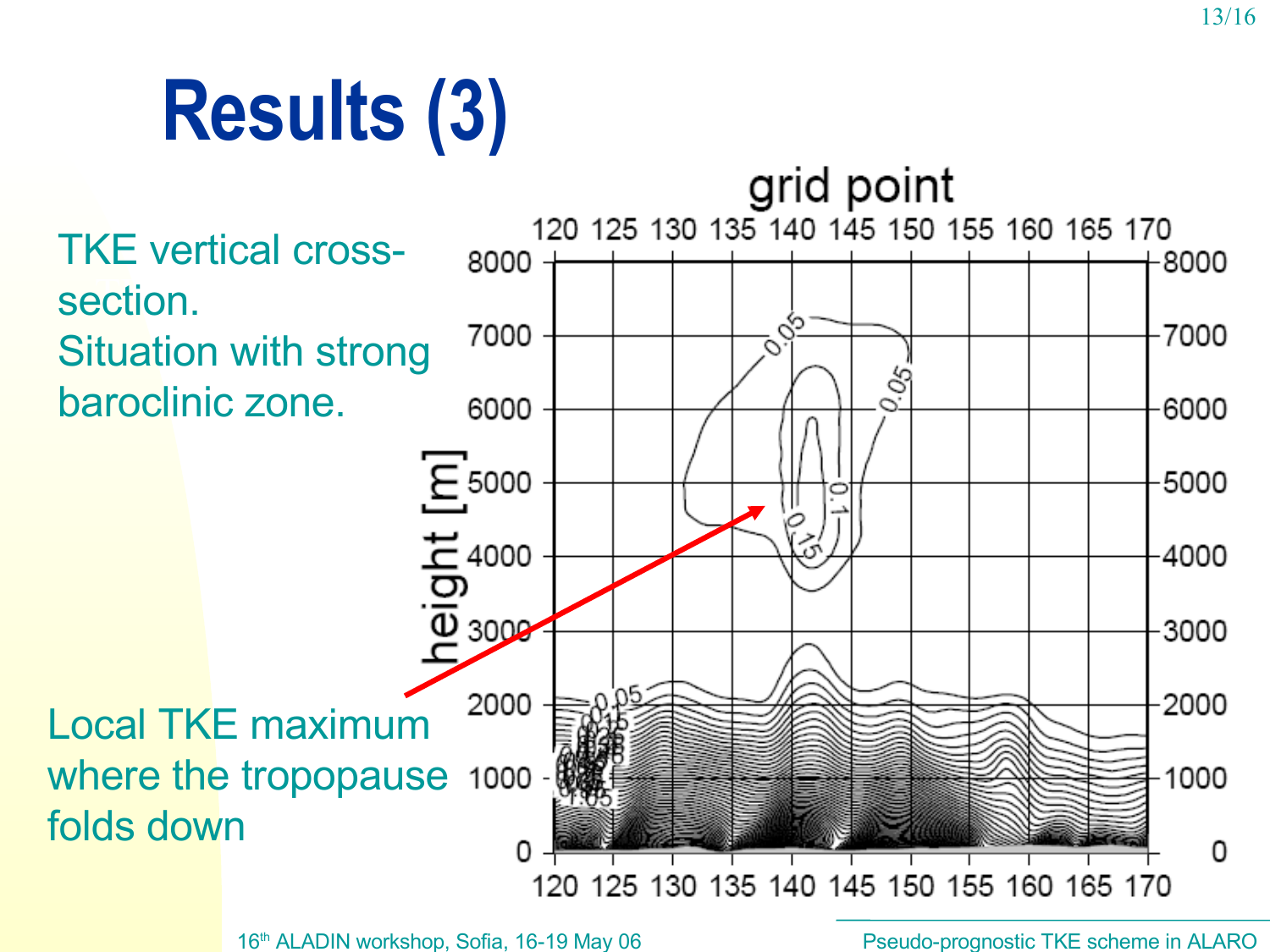# Results (3)

TKE vertical cross-section.
Situation with strong baroclinic zone.

Local TKE maximum where the tropopause folds down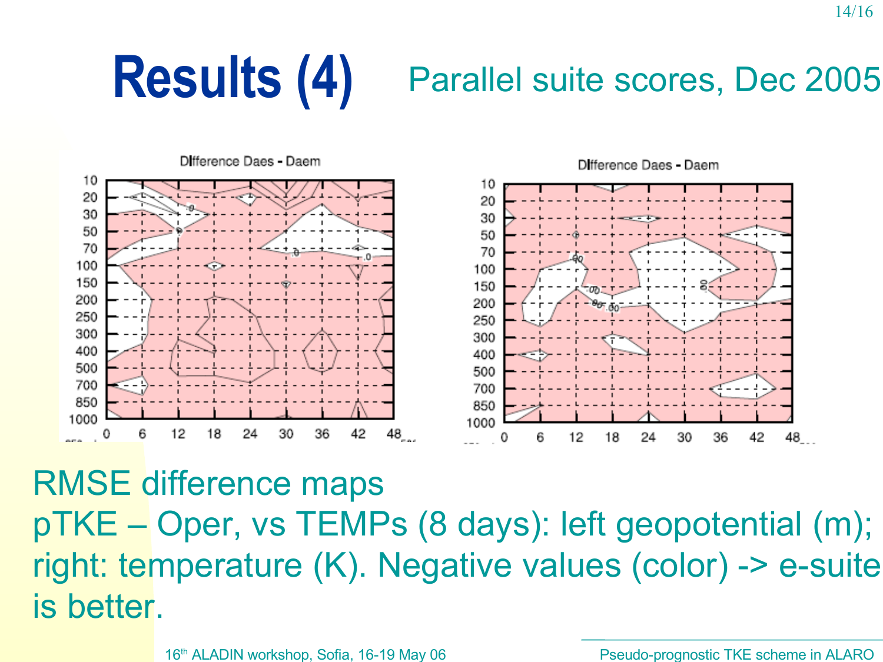# Results (4)

## Parallel suite scores, Dec 2005

RMSE difference maps

pTKE – Oper, vs TEMPs (8 days): left geopotential (m); right: temperature (K). Negative values (color) -> e-suite is better.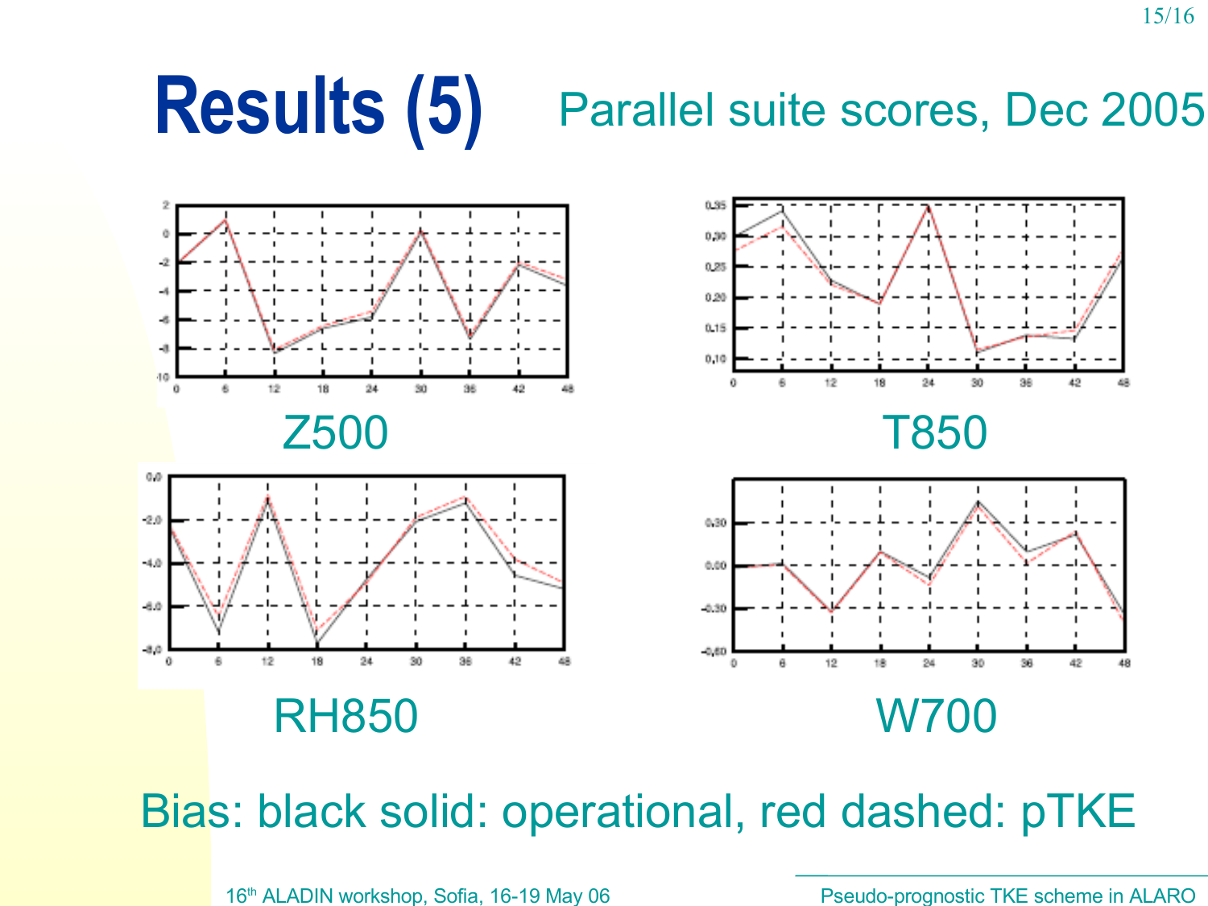# Results (5)

## Parallel suite scores, Dec 2005

Z500

T850

RH850

W700

Bias: black solid: operational, red dashed: pTKE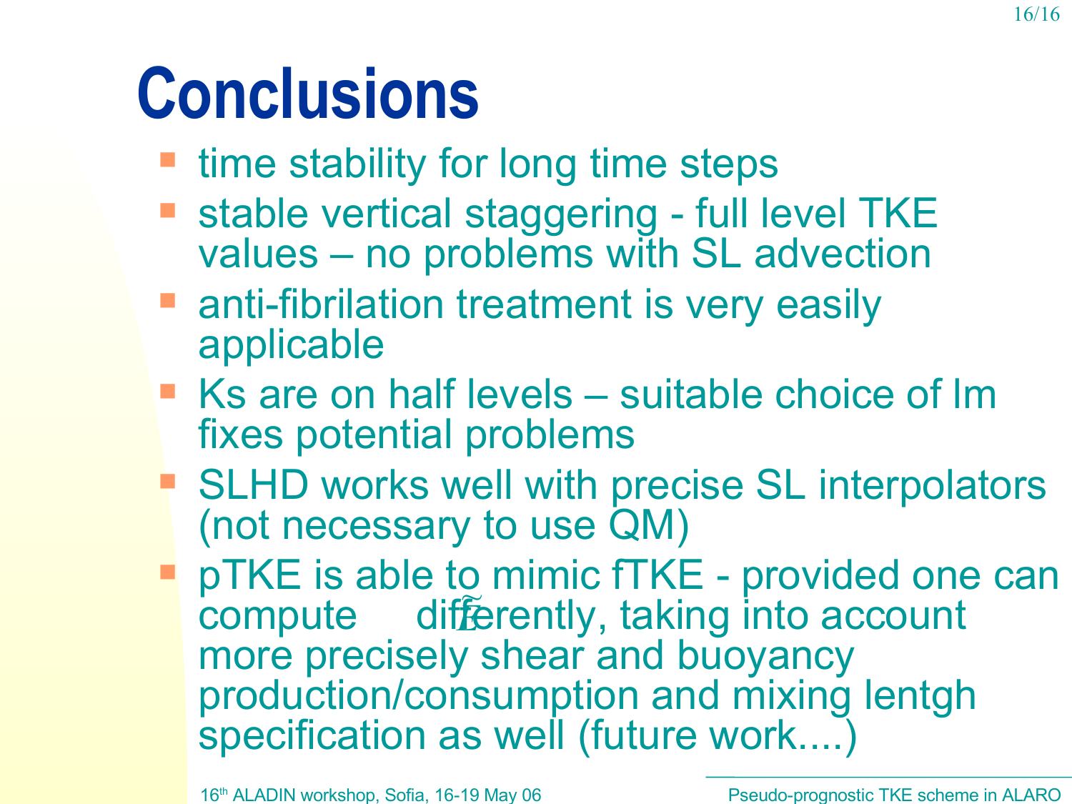# Conclusions

- time stability for long time steps
- stable vertical staggering - full level TKE values – no problems with SL advection
- anti-fibrilation treatment is very easily applicable
- Ks are on half levels – suitable choice of lm fixes potential problems
- SLHD works well with precise SL interpolators (not necessary to use QM)
- pTKE is able to mimic fTKE - provided one can compute $\tilde{E}$ differently, taking into account more precisely shear and buoyancy production/consumption and mixing lentgh specification as well (future work....)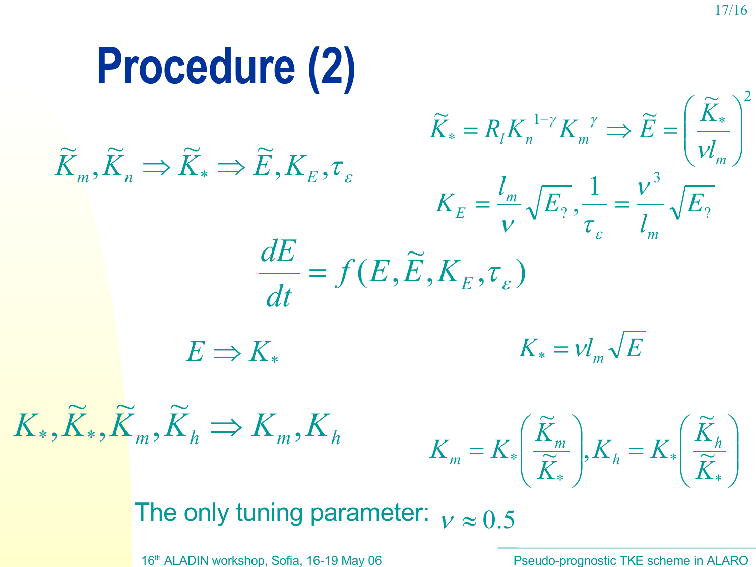# Procedure (2)

$$\widetilde{K}_m, \widetilde{K}_n \Rightarrow \widetilde{K}_* \Rightarrow \widetilde{E}, K_E, \tau_\varepsilon$$

$$\widetilde{K}_* = R_l K_n^{\,1-\gamma} K_m^{\,\gamma} \Rightarrow \widetilde{E} = \left( \frac{\widetilde{K}_*}{\nu l_m} \right)^2$$

$$K_E = \frac{l_m}{\nu} \sqrt{E_?}, \frac{1}{\tau_\varepsilon} = \frac{\nu^3}{l_m} \sqrt{E_?}$$

$$\frac{dE}{dt} = f(E, \widetilde{E}, K_E, \tau_\varepsilon)$$

$$E \Rightarrow K_*$$

$$K_* = \nu l_m \sqrt{E}$$

$$K_*, \widetilde{K}_*, \widetilde{K}_m, \widetilde{K}_h \Rightarrow K_m, K_h$$

$$K_m = K_* \left( \frac{\widetilde{K}_m}{\widetilde{K}_*} \right), K_h = K_* \left( \frac{\widetilde{K}_h}{\widetilde{K}_*} \right)$$

The only tuning parameter: $\nu \approx 0.5$